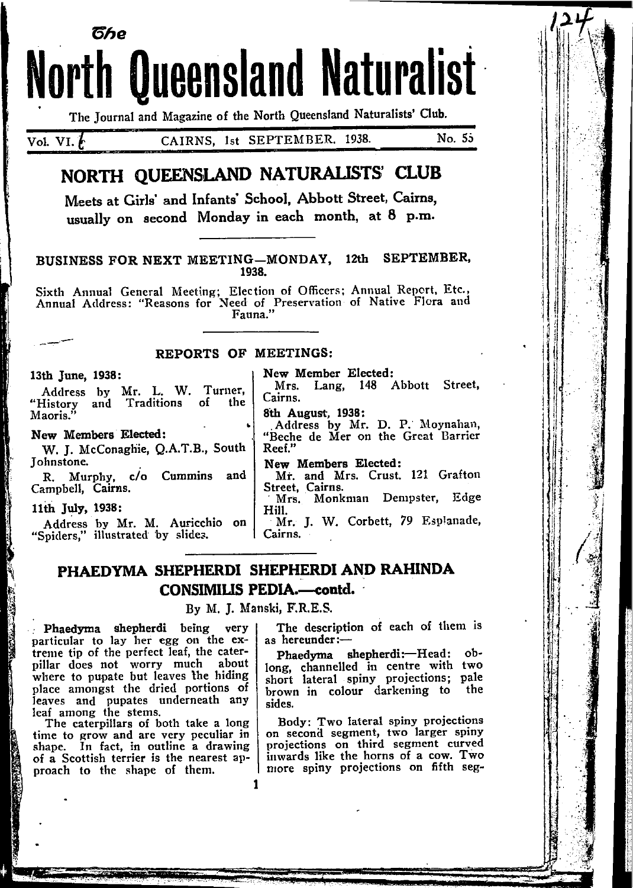# The North Queensland Naturalist

The Journal and Magazine of the North Queensland Naturalists' Club.

Vol. VI. 6 CAIRNS, 1st SEPTEMBER, 1938. No. 55

## NORTH QUEENSLAND NATURALISTS' CLUB

Meets at Girls' and Infants' School, Abbott Street, Cairns, usually on second Monday in each month, at 8 p.m.

### BUSINESS FOR NEXT MEETING—MONDAY, 12th SEPTEMBER, 1938.

Sixth Annual General Meeting; Election of Officers; Annual Report, Etc., Annual Address: "Reasons for Need of Preservation of Native Flora and Fauna."

### REPORTS OF MEETINGS:

**13th June, 1938:**

Address by Mr. L. W. Turner, "History and Traditions of the Maoris."

**New Members Elected:**

W. J. McConaghie, Q.A.T.B., South Johnstone.

R. Murphy, c/o Cummins and Campbell, Cairns.

**11th July, 1938:**

Address by Mr. M. Auricchio on "Spiders," illustrated by slides.

**New Member Elected:**

Mrs. Lang, 148 Abbott Street, Cairns.

**8th August, 1938:**

Address by Mr. D. P. Moynahan, "Beche de Mer on the Great Barrier Reef."

**New Members Elected:**

Mr. and Mrs. Crust, 121 Grafton Street, Cairns.

Mrs. Monkman Dempster, Edge Hill.

Mr. J. W. Corbett, 79 Esplanade, Cairns.

## PHAEDYMA SHEPHERDI SHEPHERDI AND RAHINDA CONSIMILIS PEDIA.—contd.

By M. J. Manski, F.R.E.S.

**Phaedyma shepherdi** being very particular to lay her egg on the extreme tip of the perfect leaf, the caterpillar does not worry much about where to pupate but leaves the hiding place amongst the dried portions of leaves and pupates underneath any leaf among the stems.

The caterpillars of both take a long time to grow and are very peculiar in shape. In fact, in outline a drawing of a Scottish terrier is the nearest approach to the shape of them.

The description of each of them is as hereunder:—

**Phaedyma shepherdi**:—Head: oblong, channelled in centre with two short lateral spiny projections; pale brown in colour darkening to the sides.

Body: Two lateral spiny projections on second segment, two larger spiny projections on third segment curved inwards like the horns of a cow. Two more spiny projections on fifth seg-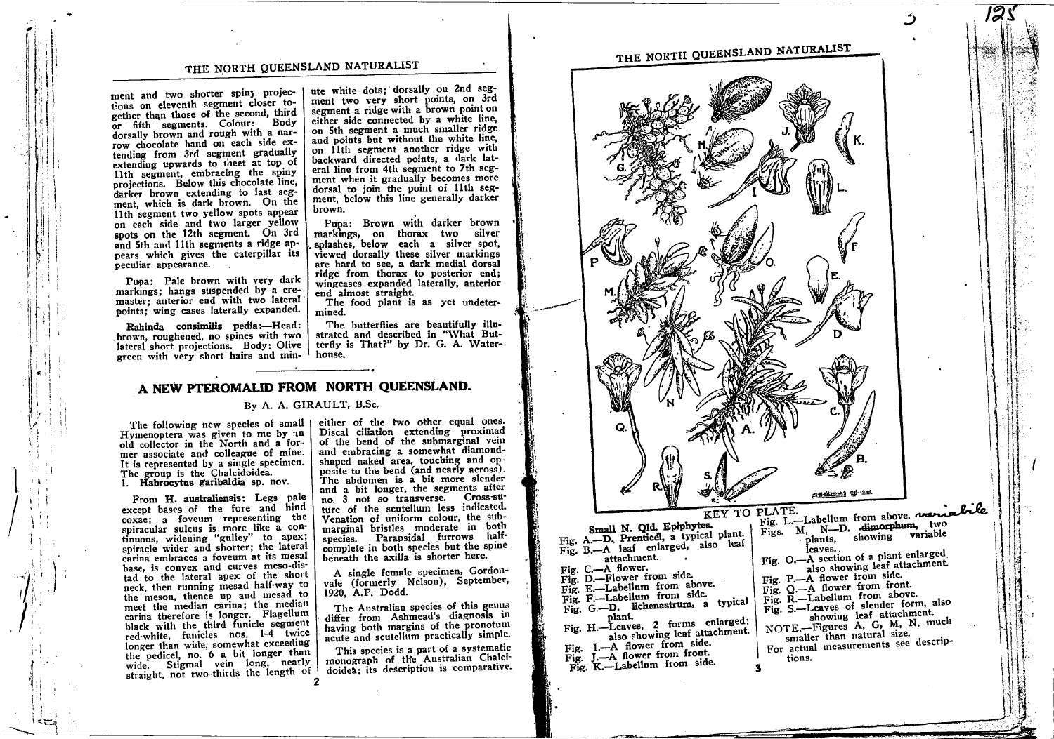ment and two shorter spiny projections on eleventh segment closer together than those of the second, third or fifth segments. Colour: Body dorsally brown and rough with a narrow chocolate band on each side extending from 3rd segment gradually extending upwards to meet at top of 11th segment, embracing the spiny projections. Below this chocolate line, darker brown extending to last segment, which is dark brown. On the 11th segment two yellow spots appear on each side and two larger yellow spots on the 12th segment. On 3rd and 5th and 11th segments a ridge appears which gives the caterpillar its peculiar appearance.

Pupa: Pale brown with very dark markings; hangs suspended by a cremaster; anterior end with two lateral points; wing cases laterally expanded.

**Rahinda consimilis pedia**:—Head: brown, roughened, no spines with two lateral short projections. Body: Olive green with very short hairs and minute white dots; dorsally on 2nd segment two very short points, on 3rd segment a ridge with a brown point on either side connected by a white line, on 5th segment a much smaller ridge and points but without the white line, on 11th segment another ridge with backward directed points, a dark lateral line from 4th segment to 7th segment when it gradually becomes more dorsal to join the point of 11th segment, below this line generally darker brown.

Pupa: Brown with darker brown markings, on thorax two silver splashes, below each a silver spot, viewed dorsally these silver markings are hard to see, a dark medial dorsal ridge from thorax to posterior end; wingcases expanded laterally, anterior end almost straight.

The food plant is as yet undetermined.

The butterflies are beautifully illustrated and described in "What Butterfly is That?" by Dr. G. A. Waterhouse.

## A NEW PTEROMALID FROM NORTH QUEENSLAND.

By A. A. GIRAULT, B.Sc.

The following new species of small Hymenoptera was given to me by an old collector in the North and a former associate and colleague of mine. It is represented by a single specimen. The group is the Chalcidoidea.

1. **Habrocytus garibaldia** sp. nov.

From **H. australiensis**: Legs pale except bases of the fore and hind coxae; a foveum representing the spiracular sulcus is more like a continuous, widening "gulley" to apex; spiracle wider and shorter; the lateral carina embraces a foveum at its mesal base, is convex and curves meso-distad to the lateral apex of the short neck, then running mesad half-way to the meson, thence up and mesad to meet the median carina; the median carina therefore is longer. Flagellum black with the third funicle segment red-white, funicles nos. 1-4 twice longer than wide, somewhat exceeding the pedicel, no. 6 a bit longer than wide. Stigmal vein long, nearly straight, not two-thirds the length of either of the two other equal ones. Discal ciliation extending proximad of the bend of the submarginal vein and embracing a somewhat diamond-shaped naked area, touching and opposite to the bend (and nearly across). The abdomen is a bit more slender and a bit longer, the segments after no. 3 not so transverse. Cross-suture of the scutellum less indicated. Venation of uniform colour, the submarginal bristles moderate in both species. Parapsidal furrows half-complete in both species but the spine beneath the axilla is shorter here.

A single female specimen, Gordonvale (formerly Nelson), September, 1920, A.P. Dodd.

The Australian species of this genus differ from Ashmead's diagnosis in having both margins of the pronotum acute and scutellum practically simple.

This species is a part of a systematic monograph of the Australian Chalcidoidea; its description is comparative.

KEY TO PLATE.

**Small N. Qld. Epiphytes.**

Fig. A.—**D. Prenticei**, a typical plant.
Fig. B.—A leaf enlarged, also leaf attachment.
Fig. C.—A flower.
Fig. D.—Flower from side.
Fig. E.—Labellum from above.
Fig. F.—Labellum from side.
Fig. G.—**D. lichenastrum**, a typical plant.
Fig. H.—Leaves, 2 forms enlarged; also showing leaf attachment.
Fig. I.—A flower from side.
Fig. J.—A flower from front.
Fig. K.—Labellum from side.
Fig. L.—Labellum from above. variable
Figs. M, N—D. ~~dimorphum~~, two plants, showing variable leaves.
Fig. O.—A section of a plant enlarged, also showing leaf attachment.
Fig. P.—A flower from side.
Fig. Q.—A flower from front.
Fig. R.—Labellum from above.
Fig. S.—Leaves of slender form, also showing leaf attachment.

NOTE.—Figures A, G, M, N, much smaller than natural size.

For actual measurements see descriptions.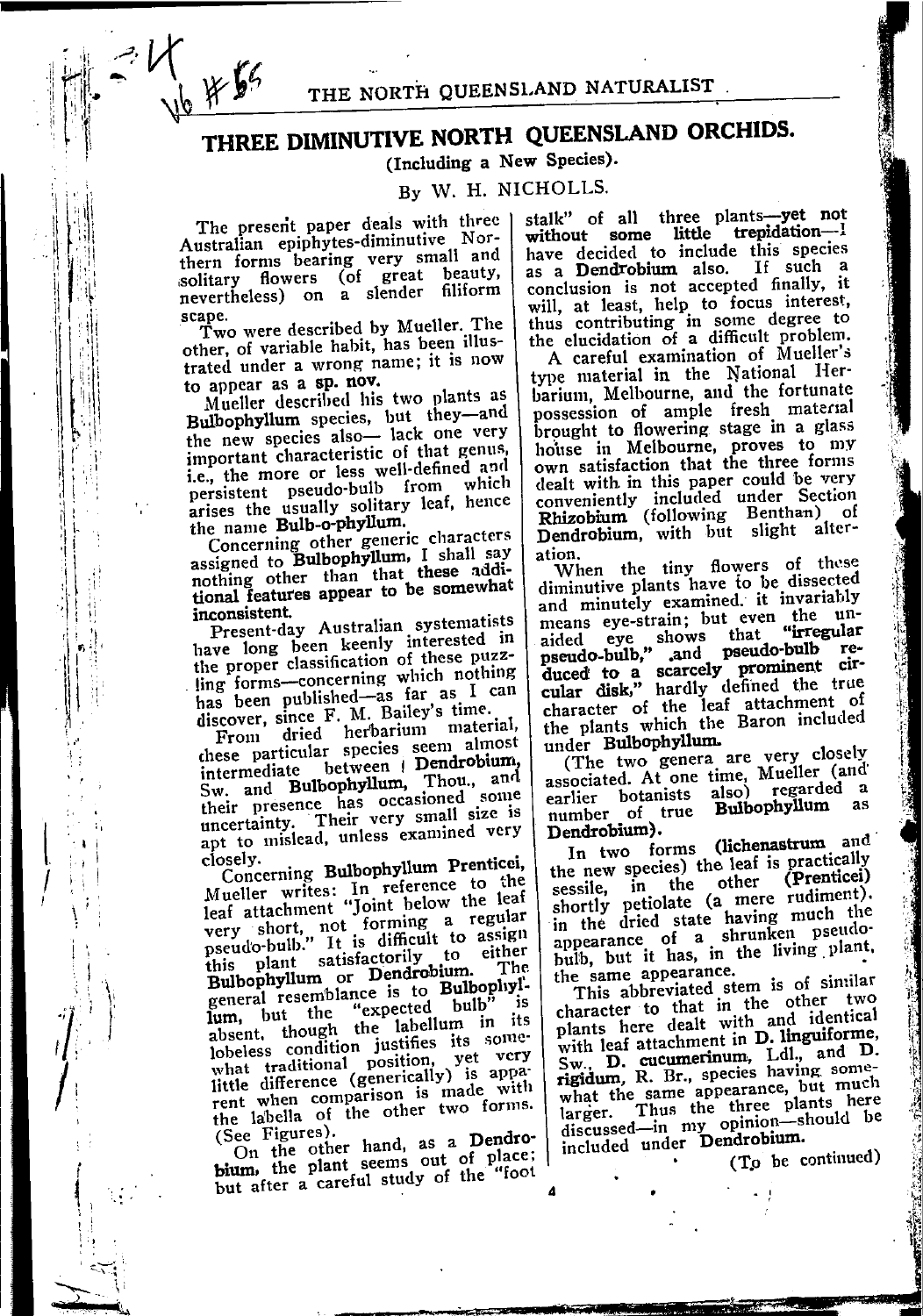# THREE DIMINUTIVE NORTH QUEENSLAND ORCHIDS.

### (Including a New Species).

### By W. H. NICHOLLS.

The present paper deals with three Australian epiphytes-diminutive Northern forms bearing very small and solitary flowers (of great beauty, nevertheless) on a slender filiform scape.

Two were described by Mueller. The other, of variable habit, has been illustrated under a wrong name; it is now to appear as a **sp. nov.**

Mueller described his two plants as **Bulbophyllum** species, but they—and the new species also— lack one very important characteristic of that genus, i.e., the more or less well-defined and persistent pseudo-bulb from which arises the usually solitary leaf, hence the name **Bulb-o-phyllum.**

Concerning other generic characters assigned to **Bulbophyllum**, I shall say nothing other than that **these additional features appear to be somewhat inconsistent.**

Present-day Australian systematists have long been keenly interested in the proper classification of these puzzling forms—concerning which nothing has been published—as far as I can discover, since F. M. Bailey's time.

From dried herbarium material, these particular species seem almost intermediate between **Dendrobium**, Sw. and **Bulbophyllum**, Thou., and their presence has occasioned some uncertainty. Their very small size is apt to mislead, unless examined very closely.

Concerning **Bulbophyllum Prenticei**, Mueller writes: In reference to the leaf attachment "Joint below the leaf very short, not forming a regular pseudo-bulb." It is difficult to assign this plant satisfactorily to either **Bulbophyllum** or **Dendrobium**. The general resemblance is to **Bulbophyllum**, but the "expected bulb" is absent, though the labellum in its lobeless condition justifies its somewhat traditional position, yet very little difference (generically) is apparent when comparison is made with the labella of the other two forms. (See Figures).

On the other hand, as a **Dendrobium**, the plant seems out of place; but after a careful study of the "foot stalk" of all three plants—**yet not without some little trepidation**—I have decided to include this species as a **Dendrobium** also. If such a conclusion is not accepted finally, it will, at least, help to focus interest, thus contributing in some degree to the elucidation of a difficult problem.

A careful examination of Mueller's type material in the National Herbarium, Melbourne, and the fortunate possession of ample fresh material brought to flowering stage in a glass house in Melbourne, proves to my own satisfaction that the three forms dealt with in this paper could be very conveniently included under Section **Rhizobium** (following Bentham) of **Dendrobium**, with but slight alteration.

When the tiny flowers of these diminutive plants have to be dissected and minutely examined, it invariably means eye-strain; but even the unaided eye shows that **"irregular pseudo-bulb,"** and **pseudo-bulb reduced to a scarcely prominent circular disk,"** hardly defined the true character of the leaf attachment of the plants which the Baron included under **Bulbophyllum.**

(The two genera are very closely associated. At one time, Mueller (and earlier botanists also) regarded a number of true **Bulbophyllum** as **Dendrobium**).

In two forms (**lichenastrum** and the new species) the leaf is practically sessile, in the other (**Prenticei**) shortly petiolate (a mere rudiment), in the dried state having much the appearance of a shrunken pseudo-bulb, but it has, in the living plant, the same appearance.

This abbreviated stem is of similar character to that in the other two plants here dealt with and identical with leaf attachment in **D. linguiforme**, Sw., **D. cucumerinum**, Ldl., and **D. rigidum**, R. Br., species having somewhat the same appearance, but much larger. Thus the three plants here discussed—in my opinion—should be included under **Dendrobium.**

(To be continued)